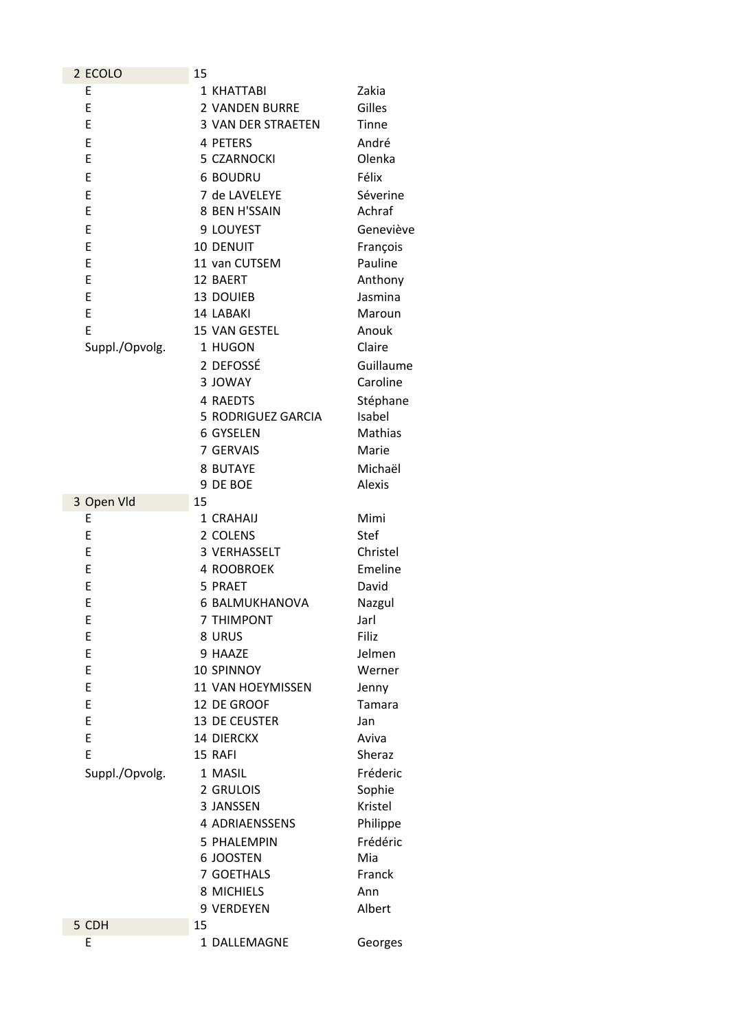| | | | |
|---|---|---|---|
| 2 ECOLO | 15 | | |
| E | 1 | KHATTABI | Zakia |
| E | 2 | VANDEN BURRE | Gilles |
| E | 3 | VAN DER STRAETEN | Tinne |
| E | 4 | PETERS | André |
| E | 5 | CZARNOCKI | Olenka |
| E | 6 | BOUDRU | Félix |
| E | 7 | de LAVELEYE | Séverine |
| E | 8 | BEN H'SSAIN | Achraf |
| E | 9 | LOUYEST | Geneviève |
| E | 10 | DENUIT | François |
| E | 11 | van CUTSEM | Pauline |
| E | 12 | BAERT | Anthony |
| E | 13 | DOUIEB | Jasmina |
| E | 14 | LABAKI | Maroun |
| E | 15 | VAN GESTEL | Anouk |
| Suppl./Opvolg. | 1 | HUGON | Claire |
| | 2 | DEFOSSÉ | Guillaume |
| | 3 | JOWAY | Caroline |
| | 4 | RAEDTS | Stéphane |
| | 5 | RODRIGUEZ GARCIA | Isabel |
| | 6 | GYSELEN | Mathias |
| | 7 | GERVAIS | Marie |
| | 8 | BUTAYE | Michaël |
| | 9 | DE BOE | Alexis |
| 3 Open Vld | 15 | | |
| E | 1 | CRAHAIJ | Mimi |
| E | 2 | COLENS | Stef |
| E | 3 | VERHASSELT | Christel |
| E | 4 | ROOBROEK | Emeline |
| E | 5 | PRAET | David |
| E | 6 | BALMUKHANOVA | Nazgul |
| E | 7 | THIMPONT | Jarl |
| E | 8 | URUS | Filiz |
| E | 9 | HAAZE | Jelmen |
| E | 10 | SPINNOY | Werner |
| E | 11 | VAN HOEYMISSEN | Jenny |
| E | 12 | DE GROOF | Tamara |
| E | 13 | DE CEUSTER | Jan |
| E | 14 | DIERCKX | Aviva |
| E | 15 | RAFI | Sheraz |
| Suppl./Opvolg. | 1 | MASIL | Fréderic |
| | 2 | GRULOIS | Sophie |
| | 3 | JANSSEN | Kristel |
| | 4 | ADRIAENSSENS | Philippe |
| | 5 | PHALEMPIN | Frédéric |
| | 6 | JOOSTEN | Mia |
| | 7 | GOETHALS | Franck |
| | 8 | MICHIELS | Ann |
| | 9 | VERDEYEN | Albert |
| 5 CDH | 15 | | |
| E | 1 | DALLEMAGNE | Georges |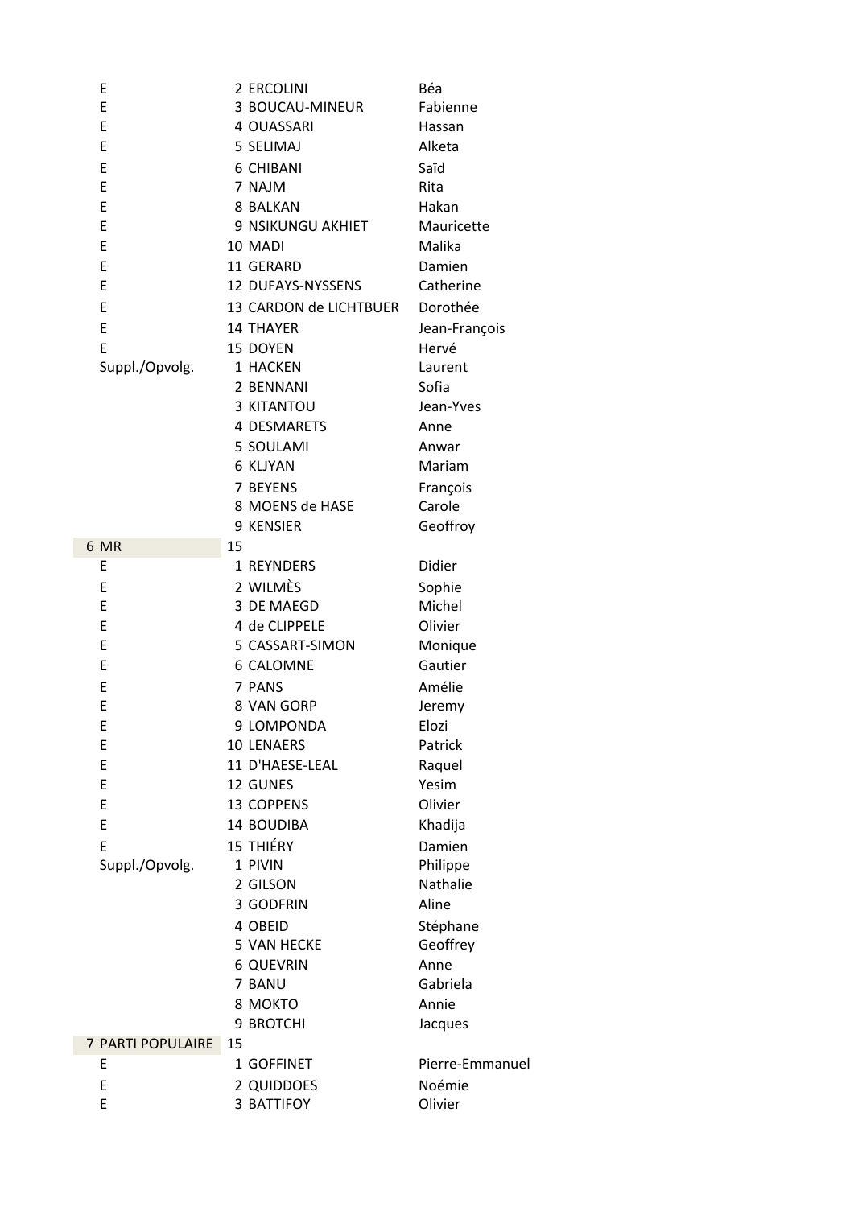| | | | |
|---|---|---|---|
| E | 2 | ERCOLINI | Béa |
| E | 3 | BOUCAU-MINEUR | Fabienne |
| E | 4 | OUASSARI | Hassan |
| E | 5 | SELIMAJ | Alketa |
| E | 6 | CHIBANI | Saïd |
| E | 7 | NAJM | Rita |
| E | 8 | BALKAN | Hakan |
| E | 9 | NSIKUNGU AKHIET | Mauricette |
| E | 10 | MADI | Malika |
| E | 11 | GERARD | Damien |
| E | 12 | DUFAYS-NYSSENS | Catherine |
| E | 13 | CARDON de LICHTBUER | Dorothée |
| E | 14 | THAYER | Jean-François |
| E | 15 | DOYEN | Hervé |
| Suppl./Opvolg. | 1 | HACKEN | Laurent |
| | 2 | BENNANI | Sofia |
| | 3 | KITANTOU | Jean-Yves |
| | 4 | DESMARETS | Anne |
| | 5 | SOULAMI | Anwar |
| | 6 | KLIYAN | Mariam |
| | 7 | BEYENS | François |
| | 8 | MOENS de HASE | Carole |
| | 9 | KENSIER | Geoffroy |
| 6 MR | 15 | | |
| E | 1 | REYNDERS | Didier |
| E | 2 | WILMÈS | Sophie |
| E | 3 | DE MAEGD | Michel |
| E | 4 | de CLIPPELE | Olivier |
| E | 5 | CASSART-SIMON | Monique |
| E | 6 | CALOMNE | Gautier |
| E | 7 | PANS | Amélie |
| E | 8 | VAN GORP | Jeremy |
| E | 9 | LOMPONDA | Elozi |
| E | 10 | LENAERS | Patrick |
| E | 11 | D'HAESE-LEAL | Raquel |
| E | 12 | GUNES | Yesim |
| E | 13 | COPPENS | Olivier |
| E | 14 | BOUDIBA | Khadija |
| E | 15 | THIÉRY | Damien |
| Suppl./Opvolg. | 1 | PIVIN | Philippe |
| | 2 | GILSON | Nathalie |
| | 3 | GODFRIN | Aline |
| | 4 | OBEID | Stéphane |
| | 5 | VAN HECKE | Geoffrey |
| | 6 | QUEVRIN | Anne |
| | 7 | BANU | Gabriela |
| | 8 | MOKTO | Annie |
| | 9 | BROTCHI | Jacques |
| 7 PARTI POPULAIRE | 15 | | |
| E | 1 | GOFFINET | Pierre-Emmanuel |
| E | 2 | QUIDDOES | Noémie |
| E | 3 | BATTIFOY | Olivier |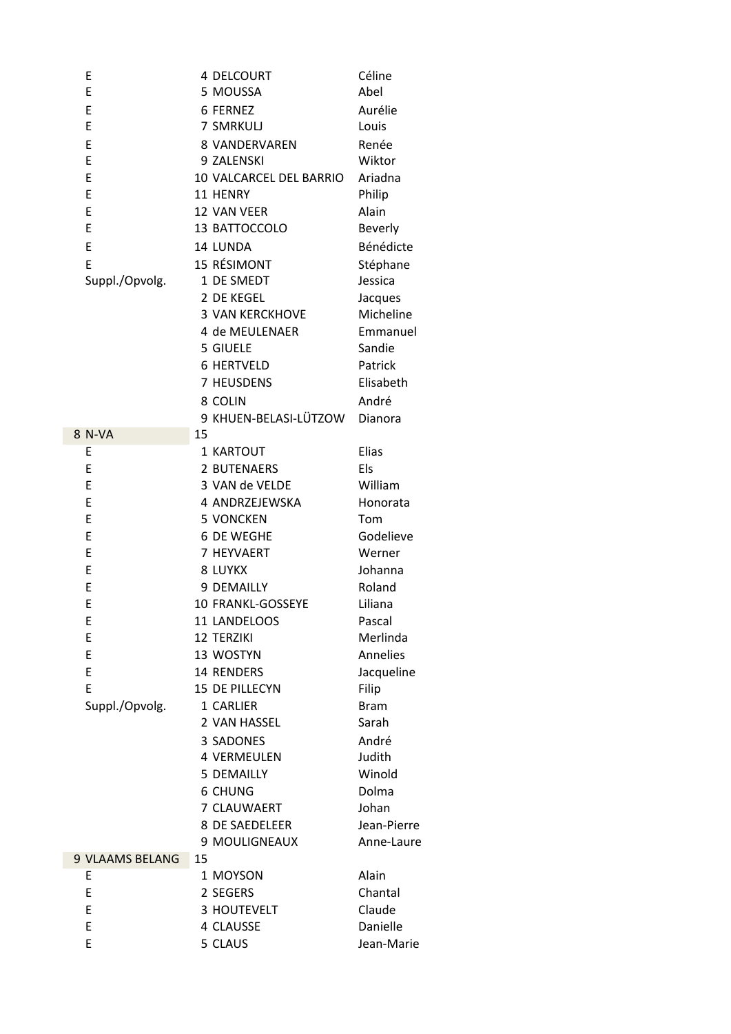| | | | |
|---|---|---|---|
| E | 4 | DELCOURT | Céline |
| E | 5 | MOUSSA | Abel |
| E | 6 | FERNEZ | Aurélie |
| E | 7 | SMRKULJ | Louis |
| E | 8 | VANDERVAREN | Renée |
| E | 9 | ZALENSKI | Wiktor |
| E | 10 | VALCARCEL DEL BARRIO | Ariadna |
| E | 11 | HENRY | Philip |
| E | 12 | VAN VEER | Alain |
| E | 13 | BATTOCCOLO | Beverly |
| E | 14 | LUNDA | Bénédicte |
| E | 15 | RÉSIMONT | Stéphane |
| Suppl./Opvolg. | 1 | DE SMEDT | Jessica |
| | 2 | DE KEGEL | Jacques |
| | 3 | VAN KERCKHOVE | Micheline |
| | 4 | de MEULENAER | Emmanuel |
| | 5 | GIUELE | Sandie |
| | 6 | HERTVELD | Patrick |
| | 7 | HEUSDENS | Elisabeth |
| | 8 | COLIN | André |
| | 9 | KHUEN-BELASI-LÜTZOW | Dianora |
| 8 N-VA | 15 | | |
| E | 1 | KARTOUT | Elias |
| E | 2 | BUTENAERS | Els |
| E | 3 | VAN de VELDE | William |
| E | 4 | ANDRZEJEWSKA | Honorata |
| E | 5 | VONCKEN | Tom |
| E | 6 | DE WEGHE | Godelieve |
| E | 7 | HEYVAERT | Werner |
| E | 8 | LUYKX | Johanna |
| E | 9 | DEMAILLY | Roland |
| E | 10 | FRANKL-GOSSEYE | Liliana |
| E | 11 | LANDELOOS | Pascal |
| E | 12 | TERZIKI | Merlinda |
| E | 13 | WOSTYN | Annelies |
| E | 14 | RENDERS | Jacqueline |
| E | 15 | DE PILLECYN | Filip |
| Suppl./Opvolg. | 1 | CARLIER | Bram |
| | 2 | VAN HASSEL | Sarah |
| | 3 | SADONES | André |
| | 4 | VERMEULEN | Judith |
| | 5 | DEMAILLY | Winold |
| | 6 | CHUNG | Dolma |
| | 7 | CLAUWAERT | Johan |
| | 8 | DE SAEDELEER | Jean-Pierre |
| | 9 | MOULIGNEAUX | Anne-Laure |
| 9 VLAAMS BELANG | 15 | | |
| E | 1 | MOYSON | Alain |
| E | 2 | SEGERS | Chantal |
| E | 3 | HOUTEVELT | Claude |
| E | 4 | CLAUSSE | Danielle |
| E | 5 | CLAUS | Jean-Marie |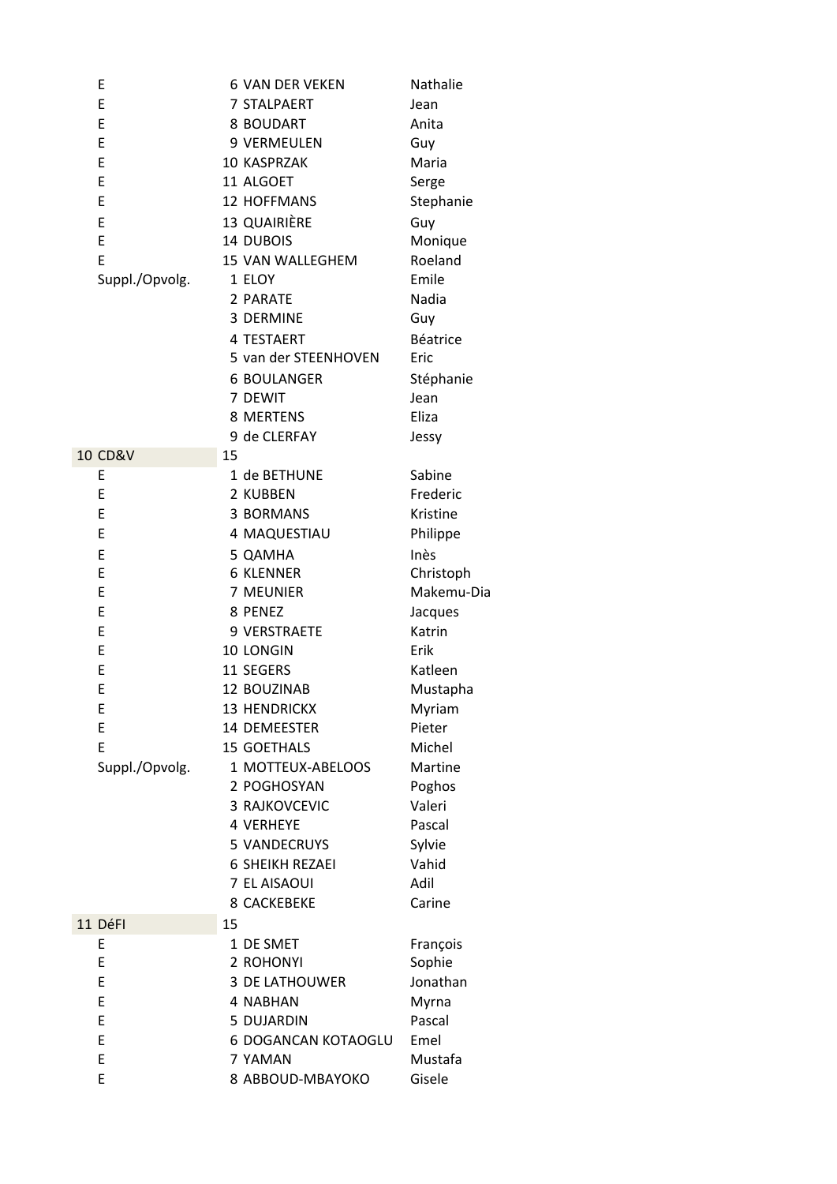| | | | |
|---|---|---|---|
| E | 6 | VAN DER VEKEN | Nathalie |
| E | 7 | STALPAERT | Jean |
| E | 8 | BOUDART | Anita |
| E | 9 | VERMEULEN | Guy |
| E | 10 | KASPRZAK | Maria |
| E | 11 | ALGOET | Serge |
| E | 12 | HOFFMANS | Stephanie |
| E | 13 | QUAIRIÈRE | Guy |
| E | 14 | DUBOIS | Monique |
| E | 15 | VAN WALLEGHEM | Roeland |
| Suppl./Opvolg. | 1 | ELOY | Emile |
| | 2 | PARATE | Nadia |
| | 3 | DERMINE | Guy |
| | 4 | TESTAERT | Béatrice |
| | 5 | van der STEENHOVEN | Eric |
| | 6 | BOULANGER | Stéphanie |
| | 7 | DEWIT | Jean |
| | 8 | MERTENS | Eliza |
| | 9 | de CLERFAY | Jessy |
| 10 CD&V | 15 | | |
| E | 1 | de BETHUNE | Sabine |
| E | 2 | KUBBEN | Frederic |
| E | 3 | BORMANS | Kristine |
| E | 4 | MAQUESTIAU | Philippe |
| E | 5 | QAMHA | Inès |
| E | 6 | KLENNER | Christoph |
| E | 7 | MEUNIER | Makemu-Dia |
| E | 8 | PENEZ | Jacques |
| E | 9 | VERSTRAETE | Katrin |
| E | 10 | LONGIN | Erik |
| E | 11 | SEGERS | Katleen |
| E | 12 | BOUZINAB | Mustapha |
| E | 13 | HENDRICKX | Myriam |
| E | 14 | DEMEESTER | Pieter |
| E | 15 | GOETHALS | Michel |
| Suppl./Opvolg. | 1 | MOTTEUX-ABELOOS | Martine |
| | 2 | POGHOSYAN | Poghos |
| | 3 | RAJKOVCEVIC | Valeri |
| | 4 | VERHEYE | Pascal |
| | 5 | VANDECRUYS | Sylvie |
| | 6 | SHEIKH REZAEI | Vahid |
| | 7 | EL AISAOUI | Adil |
| | 8 | CACKEBEKE | Carine |
| 11 DéFI | 15 | | |
| E | 1 | DE SMET | François |
| E | 2 | ROHONYI | Sophie |
| E | 3 | DE LATHOUWER | Jonathan |
| E | 4 | NABHAN | Myrna |
| E | 5 | DUJARDIN | Pascal |
| E | 6 | DOGANCAN KOTAOGLU | Emel |
| E | 7 | YAMAN | Mustafa |
| E | 8 | ABBOUD-MBAYOKO | Gisele |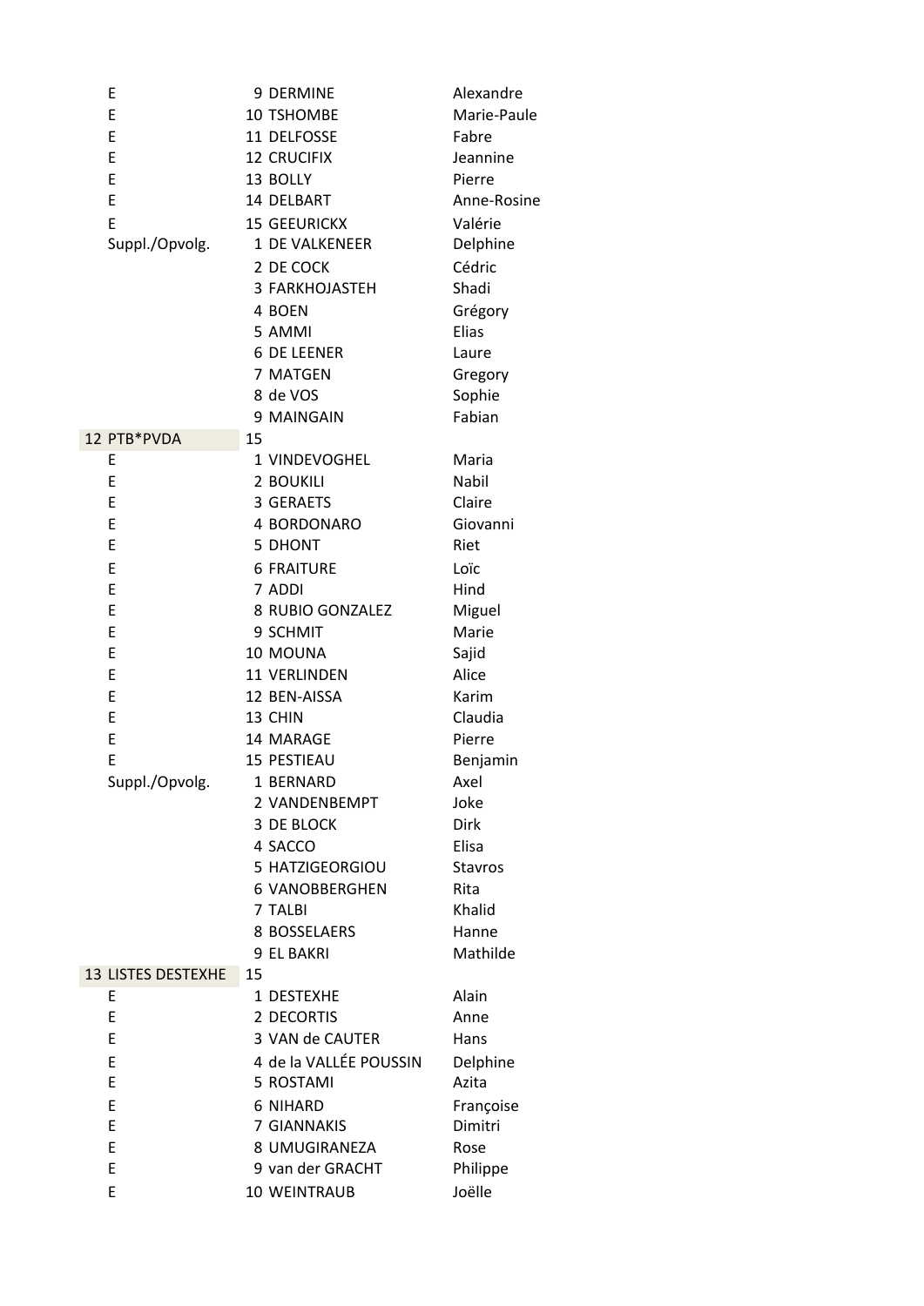| | | | |
|---|---|---|---|
| | E | 9 DERMINE | Alexandre |
| | E | 10 TSHOMBE | Marie-Paule |
| | E | 11 DELFOSSE | Fabre |
| | E | 12 CRUCIFIX | Jeannine |
| | E | 13 BOLLY | Pierre |
| | E | 14 DELBART | Anne-Rosine |
| | E | 15 GEEURICKX | Valérie |
| | Suppl./Opvolg. | 1 DE VALKENEER | Delphine |
| | | 2 DE COCK | Cédric |
| | | 3 FARKHOJASTEH | Shadi |
| | | 4 BOEN | Grégory |
| | | 5 AMMI | Elias |
| | | 6 DE LEENER | Laure |
| | | 7 MATGEN | Gregory |
| | | 8 de VOS | Sophie |
| | | 9 MAINGAIN | Fabian |
| 12 | PTB*PVDA | 15 | |
| | E | 1 VINDEVOGHEL | Maria |
| | E | 2 BOUKILI | Nabil |
| | E | 3 GERAETS | Claire |
| | E | 4 BORDONARO | Giovanni |
| | E | 5 DHONT | Riet |
| | E | 6 FRAITURE | Loïc |
| | E | 7 ADDI | Hind |
| | E | 8 RUBIO GONZALEZ | Miguel |
| | E | 9 SCHMIT | Marie |
| | E | 10 MOUNA | Sajid |
| | E | 11 VERLINDEN | Alice |
| | E | 12 BEN-AISSA | Karim |
| | E | 13 CHIN | Claudia |
| | E | 14 MARAGE | Pierre |
| | E | 15 PESTIEAU | Benjamin |
| | Suppl./Opvolg. | 1 BERNARD | Axel |
| | | 2 VANDENBEMPT | Joke |
| | | 3 DE BLOCK | Dirk |
| | | 4 SACCO | Elisa |
| | | 5 HATZIGEORGIOU | Stavros |
| | | 6 VANOBBERGHEN | Rita |
| | | 7 TALBI | Khalid |
| | | 8 BOSSELAERS | Hanne |
| | | 9 EL BAKRI | Mathilde |
| 13 | LISTES DESTEXHE | 15 | |
| | E | 1 DESTEXHE | Alain |
| | E | 2 DECORTIS | Anne |
| | E | 3 VAN de CAUTER | Hans |
| | E | 4 de la VALLÉE POUSSIN | Delphine |
| | E | 5 ROSTAMI | Azita |
| | E | 6 NIHARD | Françoise |
| | E | 7 GIANNAKIS | Dimitri |
| | E | 8 UMUGIRANEZA | Rose |
| | E | 9 van der GRACHT | Philippe |
| | E | 10 WEINTRAUB | Joëlle |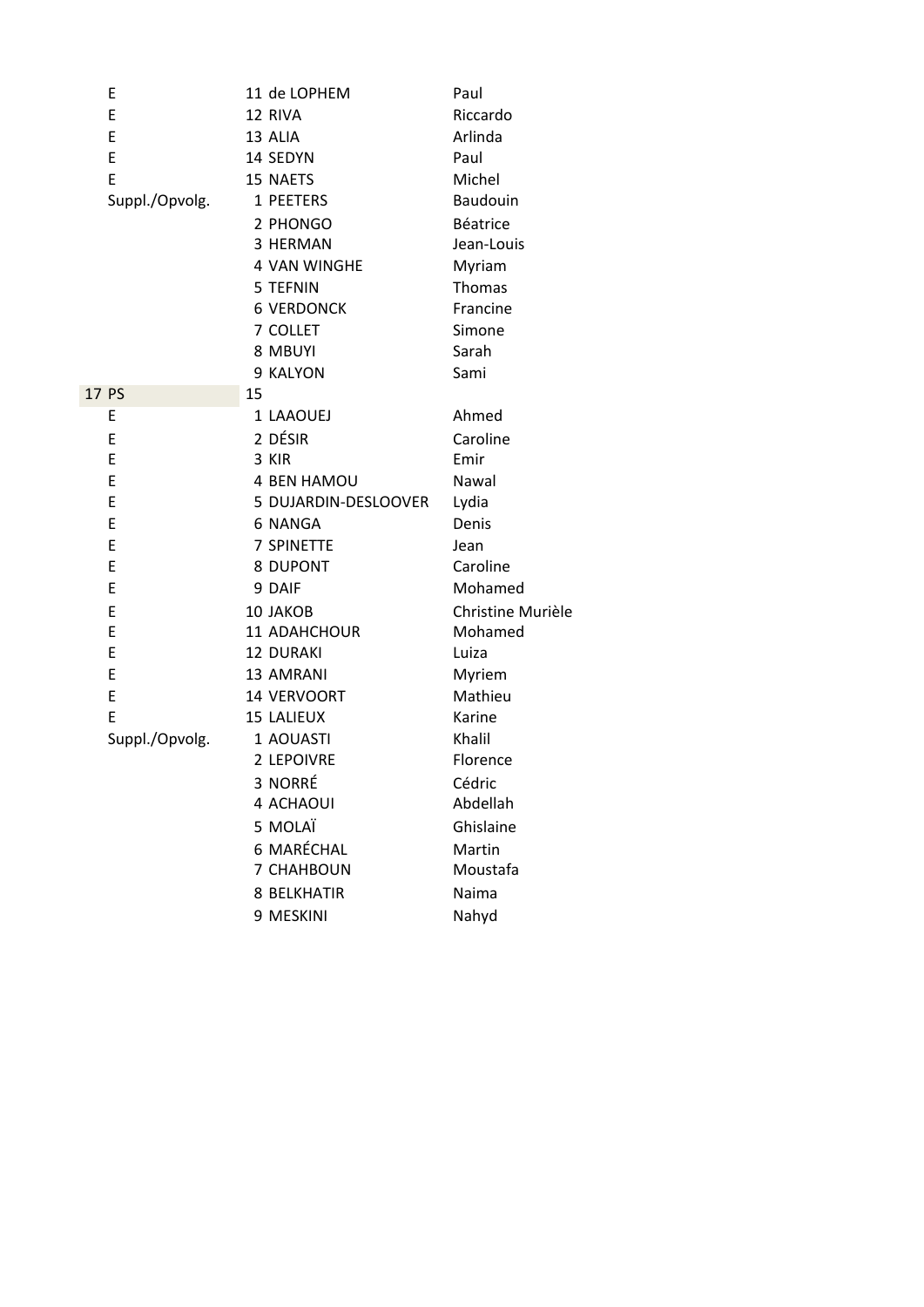| | | | |
|---|---|---|---|
| | E | 11 de LOPHEM | Paul |
| | E | 12 RIVA | Riccardo |
| | E | 13 ALIA | Arlinda |
| | E | 14 SEDYN | Paul |
| | E | 15 NAETS | Michel |
| | Suppl./Opvolg. | 1 PEETERS | Baudouin |
| | | 2 PHONGO | Béatrice |
| | | 3 HERMAN | Jean-Louis |
| | | 4 VAN WINGHE | Myriam |
| | | 5 TEFNIN | Thomas |
| | | 6 VERDONCK | Francine |
| | | 7 COLLET | Simone |
| | | 8 MBUYI | Sarah |
| | | 9 KALYON | Sami |
| 17 | PS | 15 | |
| | E | 1 LAAOUEJ | Ahmed |
| | E | 2 DÉSIR | Caroline |
| | E | 3 KIR | Emir |
| | E | 4 BEN HAMOU | Nawal |
| | E | 5 DUJARDIN-DESLOOVER | Lydia |
| | E | 6 NANGA | Denis |
| | E | 7 SPINETTE | Jean |
| | E | 8 DUPONT | Caroline |
| | E | 9 DAIF | Mohamed |
| | E | 10 JAKOB | Christine Murièle |
| | E | 11 ADAHCHOUR | Mohamed |
| | E | 12 DURAKI | Luiza |
| | E | 13 AMRANI | Myriem |
| | E | 14 VERVOORT | Mathieu |
| | E | 15 LALIEUX | Karine |
| | Suppl./Opvolg. | 1 AOUASTI | Khalil |
| | | 2 LEPOIVRE | Florence |
| | | 3 NORRÉ | Cédric |
| | | 4 ACHAOUI | Abdellah |
| | | 5 MOLAÏ | Ghislaine |
| | | 6 MARÉCHAL | Martin |
| | | 7 CHAHBOUN | Moustafa |
| | | 8 BELKHATIR | Naima |
| | | 9 MESKINI | Nahyd |